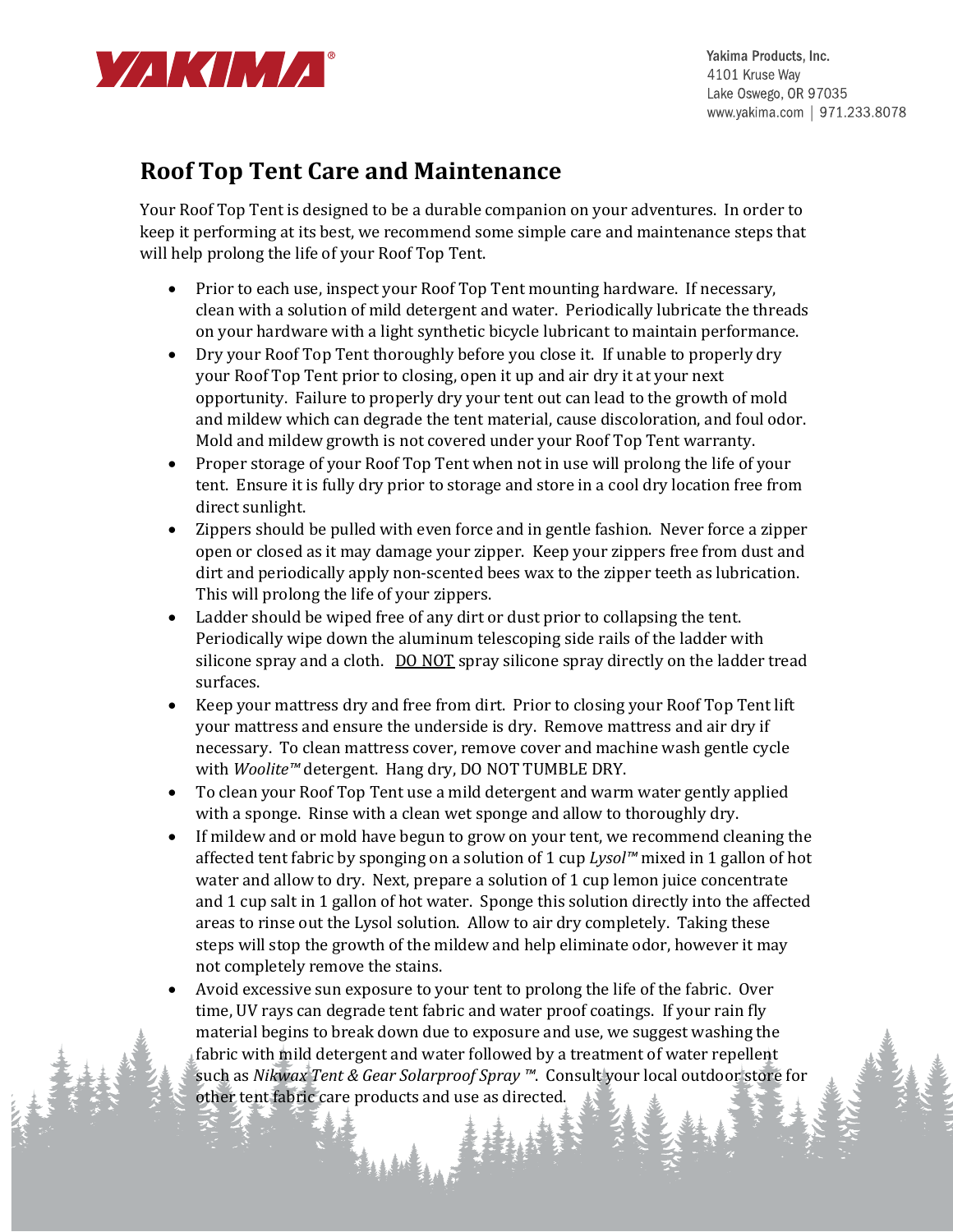Yakima Products, Inc.
4101 Kruse Way
Lake Oswego, OR 97035
www.yakima.com | 971.233.8078

# Roof Top Tent Care and Maintenance

Your Roof Top Tent is designed to be a durable companion on your adventures. In order to keep it performing at its best, we recommend some simple care and maintenance steps that will help prolong the life of your Roof Top Tent.

- Prior to each use, inspect your Roof Top Tent mounting hardware. If necessary, clean with a solution of mild detergent and water. Periodically lubricate the threads on your hardware with a light synthetic bicycle lubricant to maintain performance.
- Dry your Roof Top Tent thoroughly before you close it. If unable to properly dry your Roof Top Tent prior to closing, open it up and air dry it at your next opportunity. Failure to properly dry your tent out can lead to the growth of mold and mildew which can degrade the tent material, cause discoloration, and foul odor. Mold and mildew growth is not covered under your Roof Top Tent warranty.
- Proper storage of your Roof Top Tent when not in use will prolong the life of your tent. Ensure it is fully dry prior to storage and store in a cool dry location free from direct sunlight.
- Zippers should be pulled with even force and in gentle fashion. Never force a zipper open or closed as it may damage your zipper. Keep your zippers free from dust and dirt and periodically apply non-scented bees wax to the zipper teeth as lubrication. This will prolong the life of your zippers.
- Ladder should be wiped free of any dirt or dust prior to collapsing the tent. Periodically wipe down the aluminum telescoping side rails of the ladder with silicone spray and a cloth. <u>DO NOT</u> spray silicone spray directly on the ladder tread surfaces.
- Keep your mattress dry and free from dirt. Prior to closing your Roof Top Tent lift your mattress and ensure the underside is dry. Remove mattress and air dry if necessary. To clean mattress cover, remove cover and machine wash gentle cycle with *Woolite™* detergent. Hang dry, DO NOT TUMBLE DRY.
- To clean your Roof Top Tent use a mild detergent and warm water gently applied with a sponge. Rinse with a clean wet sponge and allow to thoroughly dry.
- If mildew and or mold have begun to grow on your tent, we recommend cleaning the affected tent fabric by sponging on a solution of 1 cup *Lysol™* mixed in 1 gallon of hot water and allow to dry. Next, prepare a solution of 1 cup lemon juice concentrate and 1 cup salt in 1 gallon of hot water. Sponge this solution directly into the affected areas to rinse out the Lysol solution. Allow to air dry completely. Taking these steps will stop the growth of the mildew and help eliminate odor, however it may not completely remove the stains.
- Avoid excessive sun exposure to your tent to prolong the life of the fabric. Over time, UV rays can degrade tent fabric and water proof coatings. If your rain fly material begins to break down due to exposure and use, we suggest washing the fabric with mild detergent and water followed by a treatment of water repellent such as *Nikwax Tent & Gear Solarproof Spray ™*. Consult your local outdoor store for other tent fabric care products and use as directed.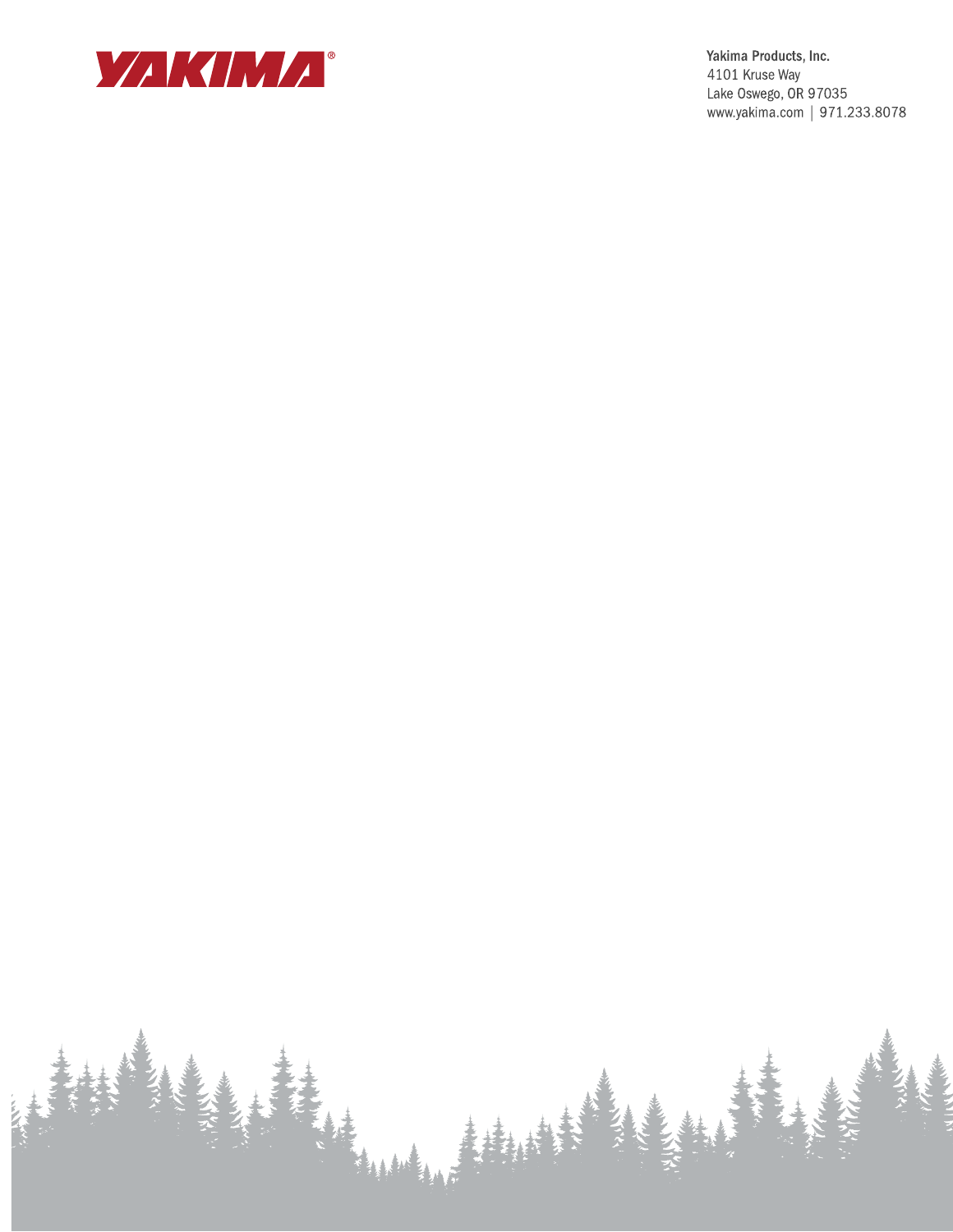YAKIMA®

**Yakima Products, Inc.**
4101 Kruse Way
Lake Oswego, OR 97035
www.yakima.com | 971.233.8078